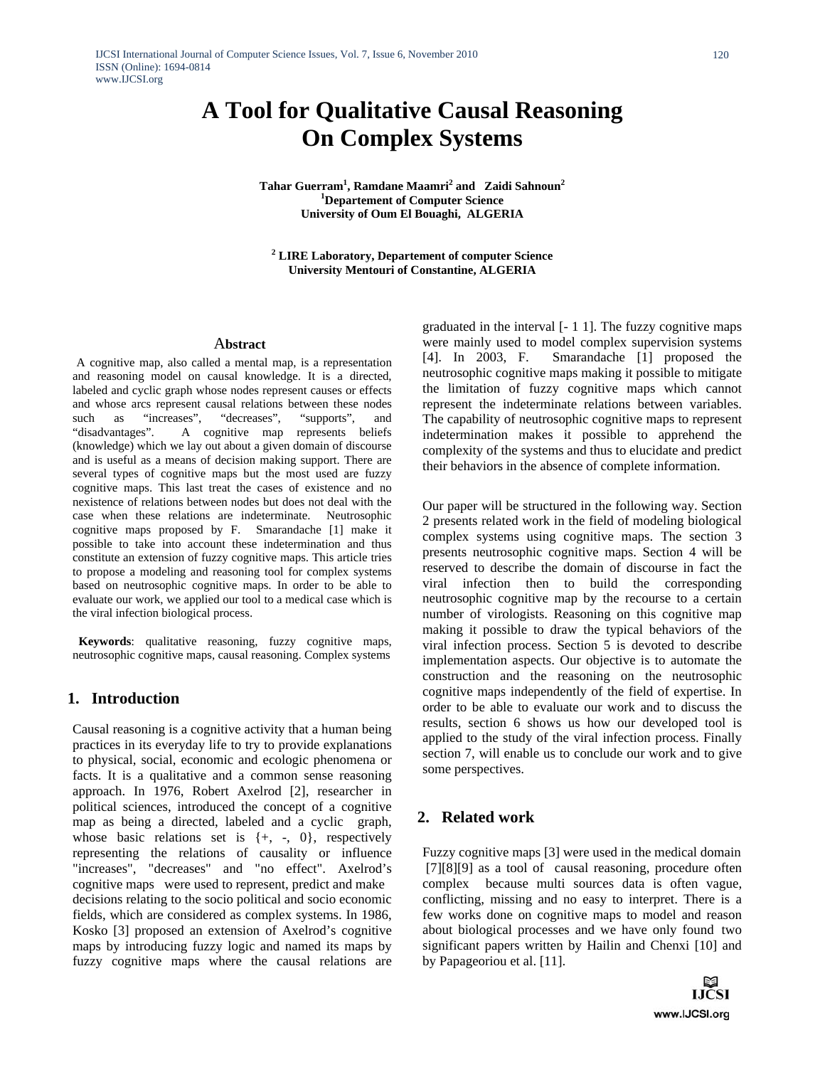# A Tool for Qualitative Causal Reasoning On Complex Systems

**Tahar Guerram[1], Ramdane Maamri[2] and Zaidi Sahnoun[2]**
**[1]Departement of Computer Science**
**University of Oum El Bouaghi, ALGERIA**

**[2] LIRE Laboratory, Departement of computer Science**
**University Mentouri of Constantine, ALGERIA**

## Abstract

A cognitive map, also called a mental map, is a representation and reasoning model on causal knowledge. It is a directed, labeled and cyclic graph whose nodes represent causes or effects and whose arcs represent causal relations between these nodes such as "increases", "decreases", "supports", and "disadvantages". A cognitive map represents beliefs (knowledge) which we lay out about a given domain of discourse and is useful as a means of decision making support. There are several types of cognitive maps but the most used are fuzzy cognitive maps. This last treat the cases of existence and no nexistence of relations between nodes but does not deal with the case when these relations are indeterminate. Neutrosophic cognitive maps proposed by F. Smarandache [1] make it possible to take into account these indetermination and thus constitute an extension of fuzzy cognitive maps. This article tries to propose a modeling and reasoning tool for complex systems based on neutrosophic cognitive maps. In order to be able to evaluate our work, we applied our tool to a medical case which is the viral infection biological process.

**Keywords**: qualitative reasoning, fuzzy cognitive maps, neutrosophic cognitive maps, causal reasoning. Complex systems

## 1. Introduction

Causal reasoning is a cognitive activity that a human being practices in its everyday life to try to provide explanations to physical, social, economic and ecologic phenomena or facts. It is a qualitative and a common sense reasoning approach. In 1976, Robert Axelrod [2], researcher in political sciences, introduced the concept of a cognitive map as being a directed, labeled and a cyclic graph, whose basic relations set is {+, -, 0}, respectively representing the relations of causality or influence "increases", "decreases" and "no effect". Axelrod's cognitive maps were used to represent, predict and make decisions relating to the socio political and socio economic fields, which are considered as complex systems. In 1986, Kosko [3] proposed an extension of Axelrod's cognitive maps by introducing fuzzy logic and named its maps by fuzzy cognitive maps where the causal relations are graduated in the interval [- 1 1]. The fuzzy cognitive maps were mainly used to model complex supervision systems [4]. In 2003, F. Smarandache [1] proposed the neutrosophic cognitive maps making it possible to mitigate the limitation of fuzzy cognitive maps which cannot represent the indeterminate relations between variables. The capability of neutrosophic cognitive maps to represent indetermination makes it possible to apprehend the complexity of the systems and thus to elucidate and predict their behaviors in the absence of complete information.

Our paper will be structured in the following way. Section 2 presents related work in the field of modeling biological complex systems using cognitive maps. The section 3 presents neutrosophic cognitive maps. Section 4 will be reserved to describe the domain of discourse in fact the viral infection then to build the corresponding neutrosophic cognitive map by the recourse to a certain number of virologists. Reasoning on this cognitive map making it possible to draw the typical behaviors of the viral infection process. Section 5 is devoted to describe implementation aspects. Our objective is to automate the construction and the reasoning on the neutrosophic cognitive maps independently of the field of expertise. In order to be able to evaluate our work and to discuss the results, section 6 shows us how our developed tool is applied to the study of the viral infection process. Finally section 7, will enable us to conclude our work and to give some perspectives.

## 2. Related work

Fuzzy cognitive maps [3] were used in the medical domain [7][8][9] as a tool of causal reasoning, procedure often complex because multi sources data is often vague, conflicting, missing and no easy to interpret. There is a few works done on cognitive maps to model and reason about biological processes and we have only found two significant papers written by Hailin and Chenxi [10] and by Papageoriou et al. [11].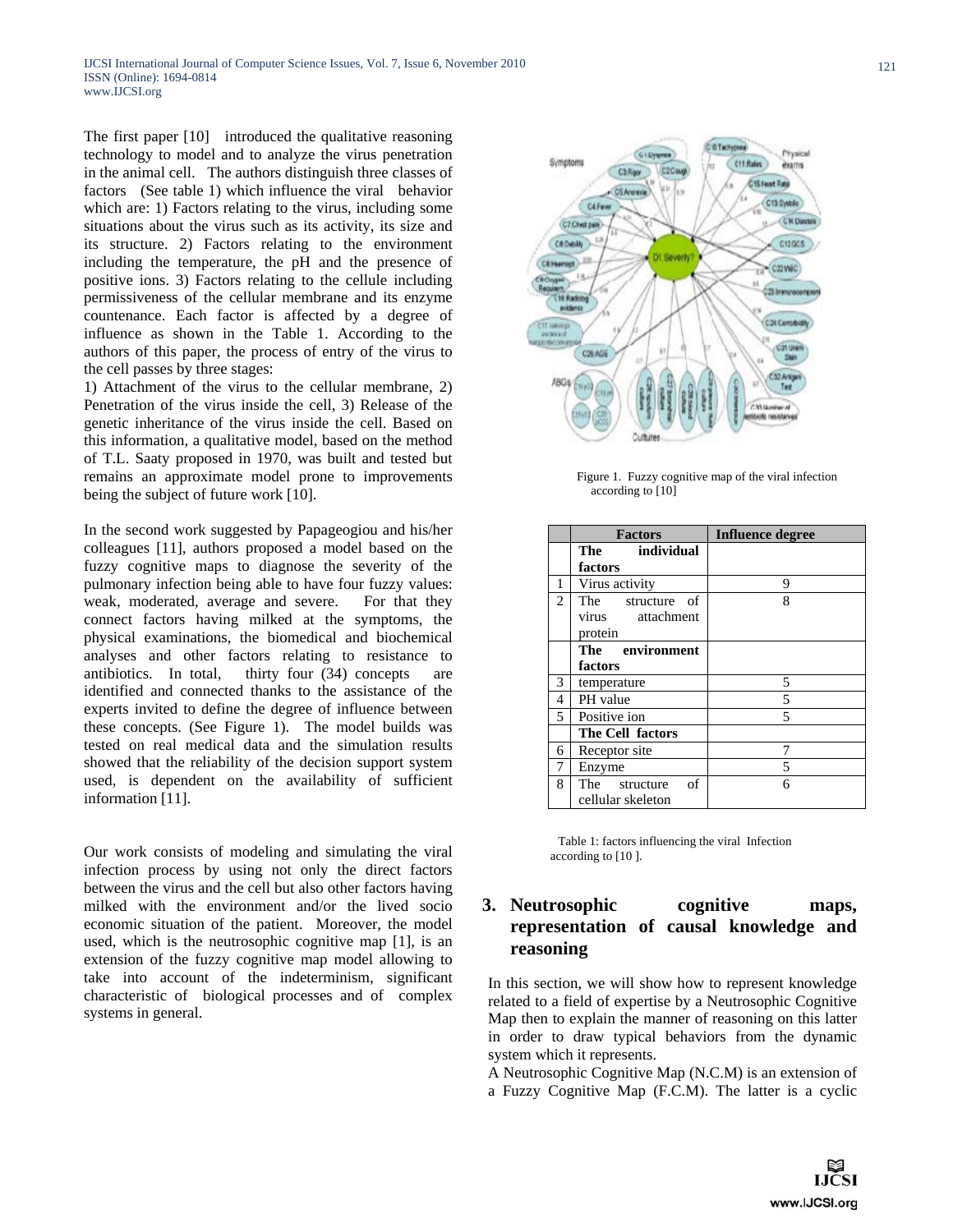The first paper [10] introduced the qualitative reasoning technology to model and to analyze the virus penetration in the animal cell. The authors distinguish three classes of factors (See table 1) which influence the viral behavior which are: 1) Factors relating to the virus, including some situations about the virus such as its activity, its size and its structure. 2) Factors relating to the environment including the temperature, the pH and the presence of positive ions. 3) Factors relating to the cellule including permissiveness of the cellular membrane and its enzyme countenance. Each factor is affected by a degree of influence as shown in the Table 1. According to the authors of this paper, the process of entry of the virus to the cell passes by three stages:

1) Attachment of the virus to the cellular membrane, 2) Penetration of the virus inside the cell, 3) Release of the genetic inheritance of the virus inside the cell. Based on this information, a qualitative model, based on the method of T.L. Saaty proposed in 1970, was built and tested but remains an approximate model prone to improvements being the subject of future work [10].

In the second work suggested by Papageogiou and his/her colleagues [11], authors proposed a model based on the fuzzy cognitive maps to diagnose the severity of the pulmonary infection being able to have four fuzzy values: weak, moderated, average and severe. For that they connect factors having milked at the symptoms, the physical examinations, the biomedical and biochemical analyses and other factors relating to resistance to antibiotics. In total, thirty four (34) concepts are identified and connected thanks to the assistance of the experts invited to define the degree of influence between these concepts. (See Figure 1). The model builds was tested on real medical data and the simulation results showed that the reliability of the decision support system used, is dependent on the availability of sufficient information [11].

Our work consists of modeling and simulating the viral infection process by using not only the direct factors between the virus and the cell but also other factors having milked with the environment and/or the lived socio economic situation of the patient. Moreover, the model used, which is the neutrosophic cognitive map [1], is an extension of the fuzzy cognitive map model allowing to take into account of the indeterminism, significant characteristic of biological processes and of complex systems in general.

Figure 1. Fuzzy cognitive map of the viral infection according to [10]

| | Factors | Influence degree |
|---|---|---|
| | **The individual factors** | |
| 1 | Virus activity | 9 |
| 2 | The structure of virus attachment protein | 8 |
| | **The environment factors** | |
| 3 | temperature | 5 |
| 4 | PH value | 5 |
| 5 | Positive ion | 5 |
| | **The Cell factors** | |
| 6 | Receptor site | 7 |
| 7 | Enzyme | 5 |
| 8 | The structure of cellular skeleton | 6 |

Table 1: factors influencing the viral Infection according to [10 ].

## 3. Neutrosophic cognitive maps, representation of causal knowledge and reasoning

In this section, we will show how to represent knowledge related to a field of expertise by a Neutrosophic Cognitive Map then to explain the manner of reasoning on this latter in order to draw typical behaviors from the dynamic system which it represents.

A Neutrosophic Cognitive Map (N.C.M) is an extension of a Fuzzy Cognitive Map (F.C.M). The latter is a cyclic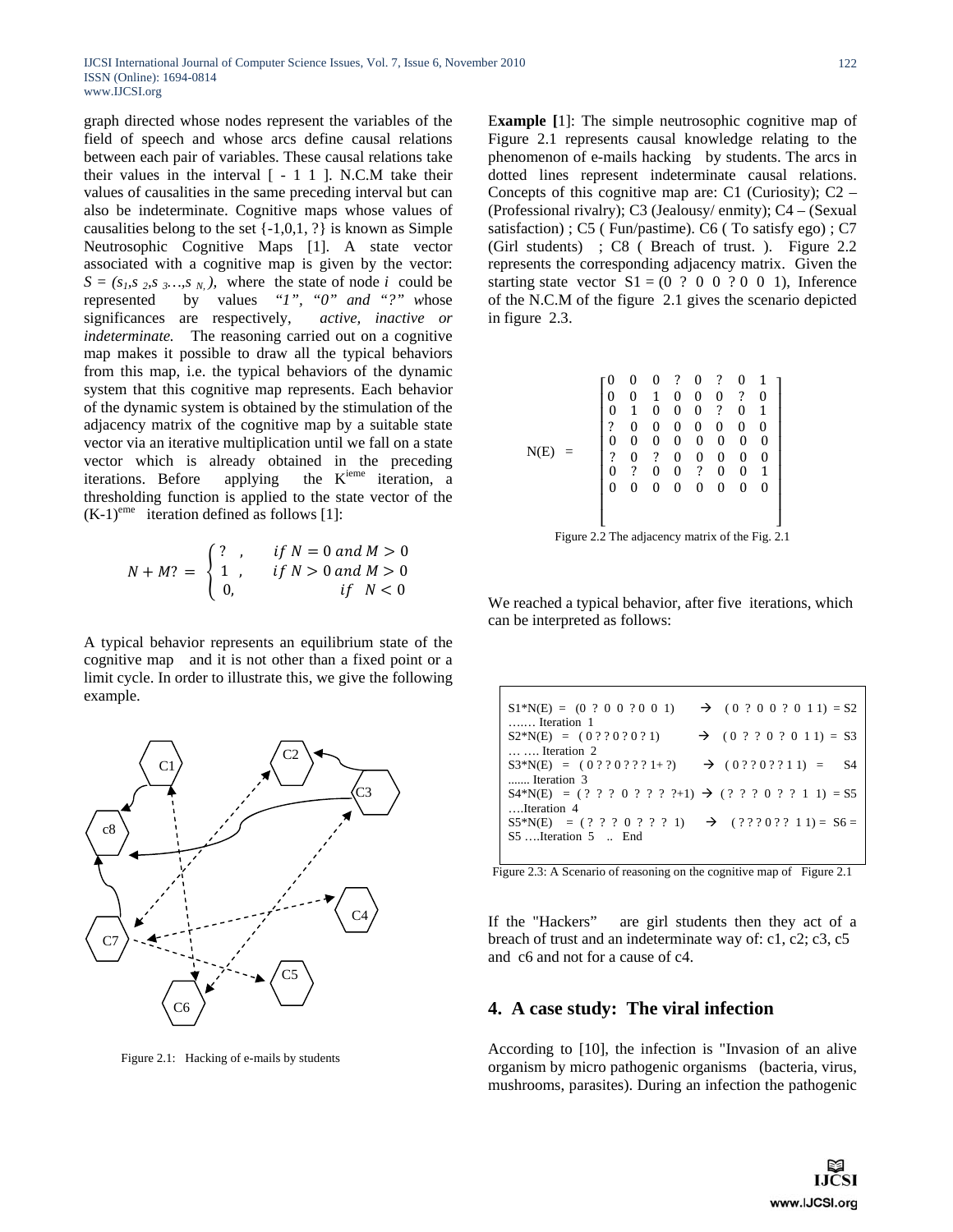graph directed whose nodes represent the variables of the field of speech and whose arcs define causal relations between each pair of variables. These causal relations take their values in the interval [ - 1 1 ]. N.C.M take their values of causalities in the same preceding interval but can also be indeterminate. Cognitive maps whose values of causalities belong to the set {-1,0,1, ?} is known as Simple Neutrosophic Cognitive Maps [1]. A state vector associated with a cognitive map is given by the vector: $S = (s_1, s_2, s_3 \ldots, s_N)$, where the state of node $i$ could be represented by values *"1", "0" and "?"* whose significances are respectively, *active, inactive or indeterminate.* The reasoning carried out on a cognitive map makes it possible to draw all the typical behaviors from this map, i.e. the typical behaviors of the dynamic system that this cognitive map represents. Each behavior of the dynamic system is obtained by the stimulation of the adjacency matrix of the cognitive map by a suitable state vector via an iterative multiplication until we fall on a state vector which is already obtained in the preceding iterations. Before applying the $K^{ieme}$ iteration, a thresholding function is applied to the state vector of the $(K\text{-}1)^{eme}$ iteration defined as follows [1]:

$$N + M? = \begin{cases} ? \ , & if\ N = 0\ and\ M > 0 \\ 1 \ , & if\ N > 0\ and\ M > 0 \\ 0, & if\ \ N < 0 \end{cases}$$

A typical behavior represents an equilibrium state of the cognitive map and it is not other than a fixed point or a limit cycle. In order to illustrate this, we give the following example.

Figure 2.1: Hacking of e-mails by students

**Example [**1]: The simple neutrosophic cognitive map of Figure 2.1 represents causal knowledge relating to the phenomenon of e-mails hacking by students. The arcs in dotted lines represent indeterminate causal relations. Concepts of this cognitive map are: C1 (Curiosity); C2 – (Professional rivalry); C3 (Jealousy/ enmity); C4 – (Sexual satisfaction) ; C5 ( Fun/pastime). C6 ( To satisfy ego) ; C7 (Girl students) ; C8 ( Breach of trust. ). Figure 2.2 represents the corresponding adjacency matrix. Given the starting state vector S1 = (0 ? 0 0 ? 0 0 1), Inference of the N.C.M of the figure 2.1 gives the scenario depicted in figure 2.3.

$$N(E) = \begin{bmatrix} 0 & 0 & 0 & ? & 0 & ? & 0 & 1 \\ 0 & 0 & 1 & 0 & 0 & 0 & ? & 0 \\ 0 & 1 & 0 & 0 & 0 & ? & 0 & 1 \\ ? & 0 & 0 & 0 & 0 & 0 & 0 & 0 \\ 0 & 0 & 0 & 0 & 0 & 0 & 0 & 0 \\ ? & 0 & ? & 0 & 0 & 0 & 0 & 0 \\ 0 & ? & 0 & 0 & ? & 0 & 0 & 1 \\ 0 & 0 & 0 & 0 & 0 & 0 & 0 & 0 \end{bmatrix}$$

Figure 2.2 The adjacency matrix of the Fig. 2.1

We reached a typical behavior, after five iterations, which can be interpreted as follows:

```
S1*N(E) = (0 ? 0 0 ? 0 0 1)        →  ( 0 ? 0 0 ? 0 1 1) = S2
……. Iteration 1
S2*N(E) = ( 0 ? ? 0 ? 0 ? 1)       →  ( 0 ? ? 0 ? 0 1 1) = S3
… …. Iteration 2
S3*N(E) = ( 0 ? ? 0 ? ? ? 1+ ?)    →  ( 0 ? ? 0 ? ? 1 1) = S4
....... Iteration 3
S4*N(E) = ( ? ? ? 0 ? ? ? ?+1) → ( ? ? ? 0 ? ? 1 1) = S5
….Iteration 4
S5*N(E) = ( ? ? ? 0 ? ? ? 1)       →  ( ? ? ? 0 ? ? 1 1) = S6 =
S5 ….Iteration 5 .. End
```

Figure 2.3: A Scenario of reasoning on the cognitive map of Figure 2.1

If the "Hackers" are girl students then they act of a breach of trust and an indeterminate way of: c1, c2; c3, c5 and c6 and not for a cause of c4.

## 4. A case study: The viral infection

According to [10], the infection is "Invasion of an alive organism by micro pathogenic organisms (bacteria, virus, mushrooms, parasites). During an infection the pathogenic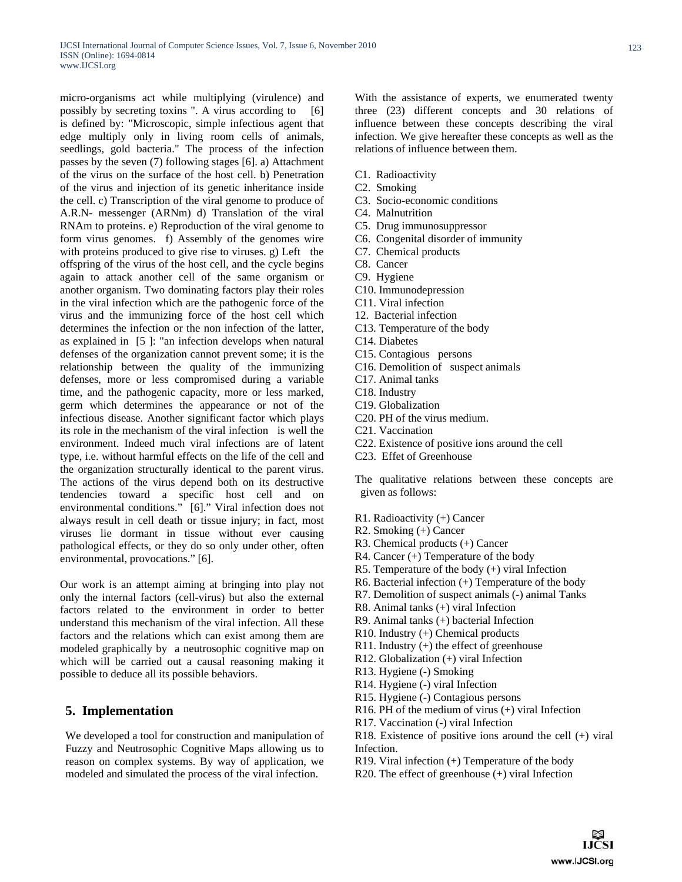micro-organisms act while multiplying (virulence) and possibly by secreting toxins ". A virus according to [6] is defined by: "Microscopic, simple infectious agent that edge multiply only in living room cells of animals, seedlings, gold bacteria." The process of the infection passes by the seven (7) following stages [6]. a) Attachment of the virus on the surface of the host cell. b) Penetration of the virus and injection of its genetic inheritance inside the cell. c) Transcription of the viral genome to produce of A.R.N- messenger (ARNm) d) Translation of the viral RNAm to proteins. e) Reproduction of the viral genome to form virus genomes. f) Assembly of the genomes wire with proteins produced to give rise to viruses. g) Left the offspring of the virus of the host cell, and the cycle begins again to attack another cell of the same organism or another organism. Two dominating factors play their roles in the viral infection which are the pathogenic force of the virus and the immunizing force of the host cell which determines the infection or the non infection of the latter, as explained in [5 ]: "an infection develops when natural defenses of the organization cannot prevent some; it is the relationship between the quality of the immunizing defenses, more or less compromised during a variable time, and the pathogenic capacity, more or less marked, germ which determines the appearance or not of the infectious disease. Another significant factor which plays its role in the mechanism of the viral infection is well the environment. Indeed much viral infections are of latent type, i.e. without harmful effects on the life of the cell and the organization structurally identical to the parent virus. The actions of the virus depend both on its destructive tendencies toward a specific host cell and on environmental conditions." [6]." Viral infection does not always result in cell death or tissue injury; in fact, most viruses lie dormant in tissue without ever causing pathological effects, or they do so only under other, often environmental, provocations." [6].

Our work is an attempt aiming at bringing into play not only the internal factors (cell-virus) but also the external factors related to the environment in order to better understand this mechanism of the viral infection. All these factors and the relations which can exist among them are modeled graphically by a neutrosophic cognitive map on which will be carried out a causal reasoning making it possible to deduce all its possible behaviors.

## 5. Implementation

We developed a tool for construction and manipulation of Fuzzy and Neutrosophic Cognitive Maps allowing us to reason on complex systems. By way of application, we modeled and simulated the process of the viral infection.

With the assistance of experts, we enumerated twenty three (23) different concepts and 30 relations of influence between these concepts describing the viral infection. We give hereafter these concepts as well as the relations of influence between them.

C1. Radioactivity
C2. Smoking
C3. Socio-economic conditions
C4. Malnutrition
C5. Drug immunosuppressor
C6. Congenital disorder of immunity
C7. Chemical products
C8. Cancer
C9. Hygiene
C10. Immunodepression
C11. Viral infection
12. Bacterial infection
C13. Temperature of the body
C14. Diabetes
C15. Contagious persons
C16. Demolition of suspect animals
C17. Animal tanks
C18. Industry
C19. Globalization
C20. PH of the virus medium.
C21. Vaccination
C22. Existence of positive ions around the cell
C23. Effet of Greenhouse

The qualitative relations between these concepts are given as follows:

R1. Radioactivity (+) Cancer
R2. Smoking (+) Cancer
R3. Chemical products (+) Cancer
R4. Cancer (+) Temperature of the body
R5. Temperature of the body (+) viral Infection
R6. Bacterial infection (+) Temperature of the body
R7. Demolition of suspect animals (-) animal Tanks
R8. Animal tanks (+) viral Infection
R9. Animal tanks (+) bacterial Infection
R10. Industry (+) Chemical products
R11. Industry (+) the effect of greenhouse
R12. Globalization (+) viral Infection
R13. Hygiene (-) Smoking
R14. Hygiene (-) viral Infection
R15. Hygiene (-) Contagious persons
R16. PH of the medium of virus (+) viral Infection
R17. Vaccination (-) viral Infection
R18. Existence of positive ions around the cell (+) viral Infection.
R19. Viral infection (+) Temperature of the body
R20. The effect of greenhouse (+) viral Infection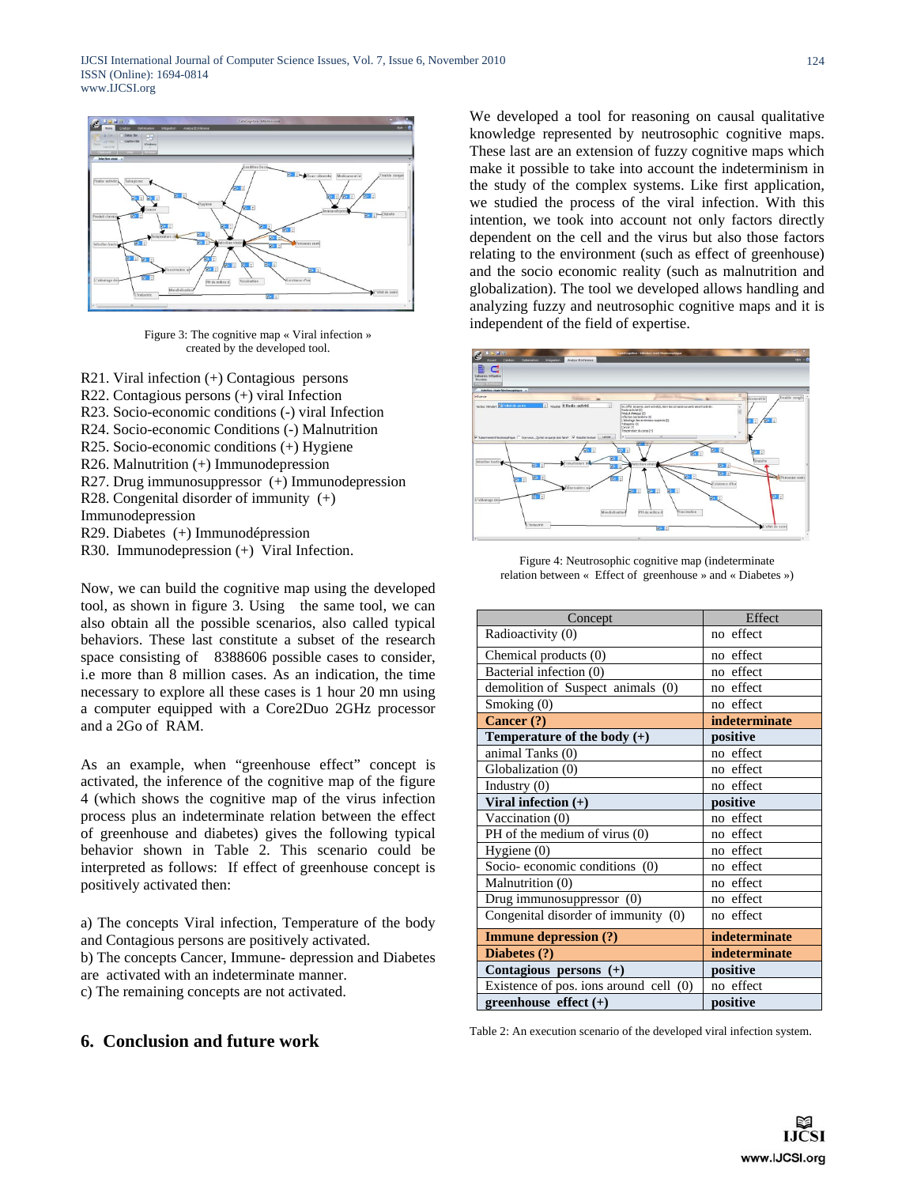Figure 3: The cognitive map « Viral infection » created by the developed tool.

R21. Viral infection (+) Contagious persons
R22. Contagious persons (+) viral Infection
R23. Socio-economic conditions (-) viral Infection
R24. Socio-economic Conditions (-) Malnutrition
R25. Socio-economic conditions (+) Hygiene
R26. Malnutrition (+) Immunodepression
R27. Drug immunosuppressor (+) Immunodepression
R28. Congenital disorder of immunity (+) Immunodepression
R29. Diabetes (+) Immunodépression
R30. Immunodepression (+) Viral Infection.

Now, we can build the cognitive map using the developed tool, as shown in figure 3. Using the same tool, we can also obtain all the possible scenarios, also called typical behaviors. These last constitute a subset of the research space consisting of 8388606 possible cases to consider, i.e more than 8 million cases. As an indication, the time necessary to explore all these cases is 1 hour 20 mn using a computer equipped with a Core2Duo 2GHz processor and a 2Go of RAM.

As an example, when "greenhouse effect" concept is activated, the inference of the cognitive map of the figure 4 (which shows the cognitive map of the virus infection process plus an indeterminate relation between the effect of greenhouse and diabetes) gives the following typical behavior shown in Table 2. This scenario could be interpreted as follows: If effect of greenhouse concept is positively activated then:

a) The concepts Viral infection, Temperature of the body and Contagious persons are positively activated.
b) The concepts Cancer, Immune- depression and Diabetes are activated with an indeterminate manner.
c) The remaining concepts are not activated.

## 6. Conclusion and future work

We developed a tool for reasoning on causal qualitative knowledge represented by neutrosophic cognitive maps. These last are an extension of fuzzy cognitive maps which make it possible to take into account the indeterminism in the study of the complex systems. Like first application, we studied the process of the viral infection. With this intention, we took into account not only factors directly dependent on the cell and the virus but also those factors relating to the environment (such as effect of greenhouse) and the socio economic reality (such as malnutrition and globalization). The tool we developed allows handling and analyzing fuzzy and neutrosophic cognitive maps and it is independent of the field of expertise.

Figure 4: Neutrosophic cognitive map (indeterminate relation between « Effect of greenhouse » and « Diabetes »)

| Concept | Effect |
|---|---|
| Radioactivity (0) | no effect |
| Chemical products (0) | no effect |
| Bacterial infection (0) | no effect |
| demolition of Suspect animals (0) | no effect |
| Smoking (0) | no effect |
| **Cancer (?)** | **indeterminate** |
| **Temperature of the body (+)** | **positive** |
| animal Tanks (0) | no effect |
| Globalization (0) | no effect |
| Industry (0) | no effect |
| **Viral infection (+)** | **positive** |
| Vaccination (0) | no effect |
| PH of the medium of virus (0) | no effect |
| Hygiene (0) | no effect |
| Socio- economic conditions (0) | no effect |
| Malnutrition (0) | no effect |
| Drug immunosuppressor (0) | no effect |
| Congenital disorder of immunity (0) | no effect |
| **Immune depression (?)** | **indeterminate** |
| **Diabetes (?)** | **indeterminate** |
| **Contagious persons (+)** | **positive** |
| Existence of pos. ions around cell (0) | no effect |
| **greenhouse effect (+)** | **positive** |

Table 2: An execution scenario of the developed viral infection system.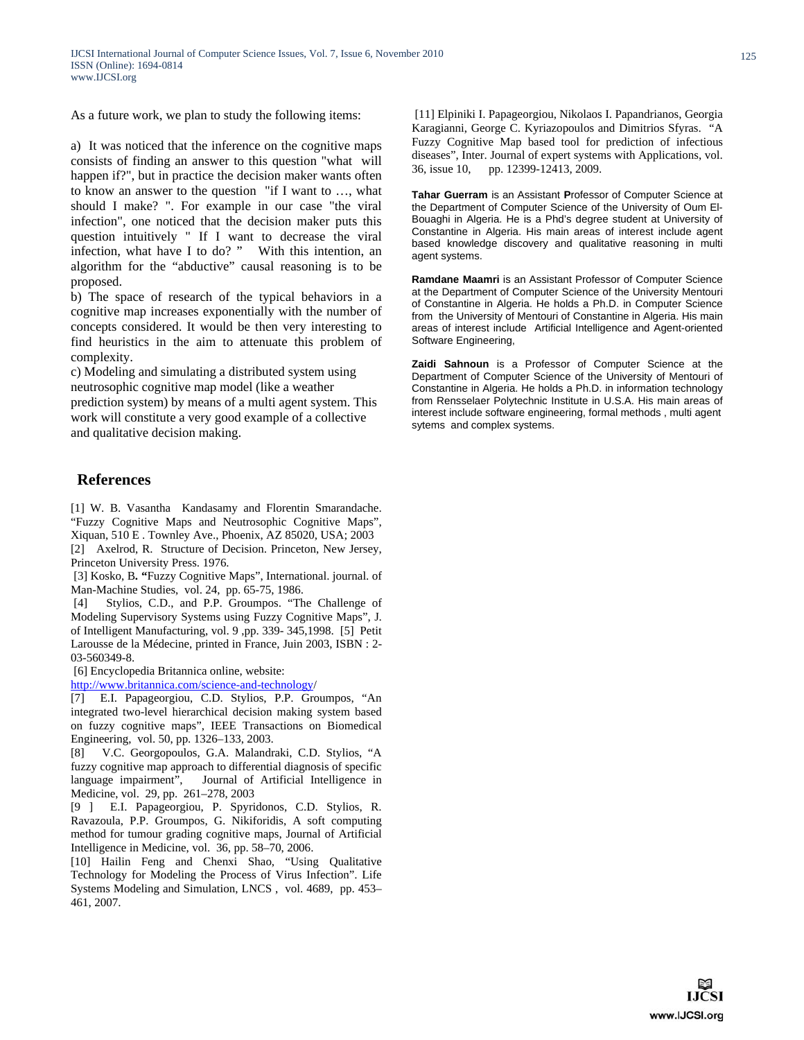As a future work, we plan to study the following items:

a) It was noticed that the inference on the cognitive maps consists of finding an answer to this question "what will happen if?", but in practice the decision maker wants often to know an answer to the question "if I want to …, what should I make? ". For example in our case "the viral infection", one noticed that the decision maker puts this question intuitively " If I want to decrease the viral infection, what have I to do? " With this intention, an algorithm for the "abductive" causal reasoning is to be proposed.

b) The space of research of the typical behaviors in a cognitive map increases exponentially with the number of concepts considered. It would be then very interesting to find heuristics in the aim to attenuate this problem of complexity.

c) Modeling and simulating a distributed system using neutrosophic cognitive map model (like a weather prediction system) by means of a multi agent system. This work will constitute a very good example of a collective and qualitative decision making.

## References

[1] W. B. Vasantha Kandasamy and Florentin Smarandache. "Fuzzy Cognitive Maps and Neutrosophic Cognitive Maps", Xiquan, 510 E . Townley Ave., Phoenix, AZ 85020, USA; 2003

[2] Axelrod, R. Structure of Decision. Princeton, New Jersey, Princeton University Press. 1976.

[3] Kosko, B**. "**Fuzzy Cognitive Maps", International. journal. of Man-Machine Studies, vol. 24, pp. 65-75, 1986.

[4] Stylios, C.D., and P.P. Groumpos. "The Challenge of Modeling Supervisory Systems using Fuzzy Cognitive Maps", J. of Intelligent Manufacturing, vol. 9 ,pp. 339- 345,1998.

[5] Petit Larousse de la Médecine, printed in France, Juin 2003, ISBN : 2-03-560349-8.

[6] Encyclopedia Britannica online, website: http://www.britannica.com/science-and-technology/

[7] E.I. Papageorgiou, C.D. Stylios, P.P. Groumpos, "An integrated two-level hierarchical decision making system based on fuzzy cognitive maps", IEEE Transactions on Biomedical Engineering, vol. 50, pp. 1326–133, 2003.

[8] V.C. Georgopoulos, G.A. Malandraki, C.D. Stylios, "A fuzzy cognitive map approach to differential diagnosis of specific language impairment", Journal of Artificial Intelligence in Medicine, vol. 29, pp. 261–278, 2003

[9 ] E.I. Papageorgiou, P. Spyridonos, C.D. Stylios, R. Ravazoula, P.P. Groumpos, G. Nikiforidis, A soft computing method for tumour grading cognitive maps, Journal of Artificial Intelligence in Medicine, vol. 36, pp. 58–70, 2006.

[10] Hailin Feng and Chenxi Shao, "Using Qualitative Technology for Modeling the Process of Virus Infection". Life Systems Modeling and Simulation, LNCS , vol. 4689, pp. 453–461, 2007.

[11] Elpiniki I. Papageorgiou, Nikolaos I. Papandrianos, Georgia Karagianni, George C. Kyriazopoulos and Dimitrios Sfyras. "A Fuzzy Cognitive Map based tool for prediction of infectious diseases", Inter. Journal of expert systems with Applications, vol. 36, issue 10, pp. 12399-12413, 2009.

**Tahar Guerram** is an Assistant **P**rofessor of Computer Science at the Department of Computer Science of the University of Oum El-Bouaghi in Algeria. He is a Phd's degree student at University of Constantine in Algeria. His main areas of interest include agent based knowledge discovery and qualitative reasoning in multi agent systems.

**Ramdane Maamri** is an Assistant Professor of Computer Science at the Department of Computer Science of the University Mentouri of Constantine in Algeria. He holds a Ph.D. in Computer Science from the University of Mentouri of Constantine in Algeria. His main areas of interest include Artificial Intelligence and Agent-oriented Software Engineering,

**Zaidi Sahnoun** is a Professor of Computer Science at the Department of Computer Science of the University of Mentouri of Constantine in Algeria. He holds a Ph.D. in information technology from Rensselaer Polytechnic Institute in U.S.A. His main areas of interest include software engineering, formal methods , multi agent sytems and complex systems.